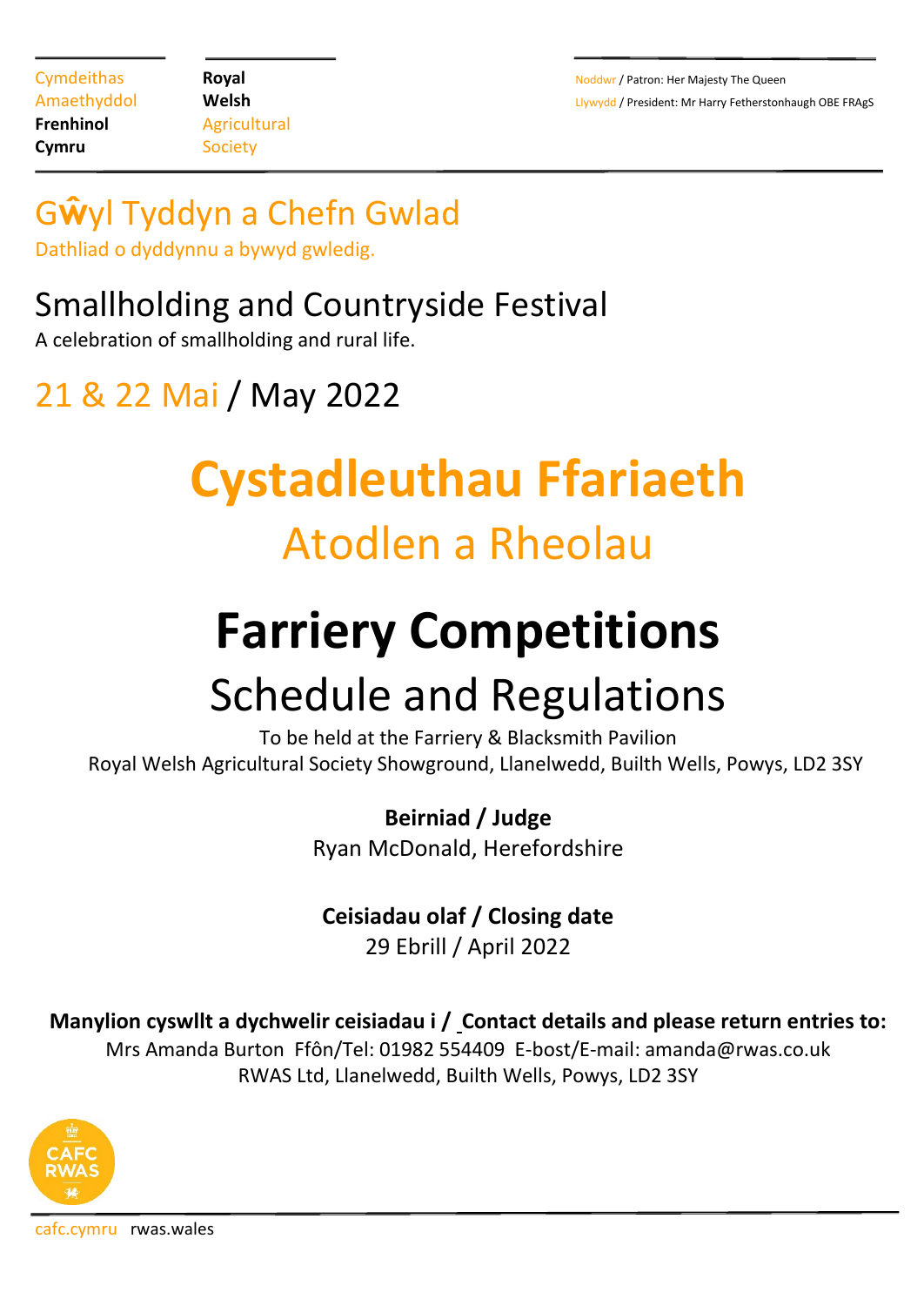Cymdeithas Amaethyddol Frenhinol Cymru

Royal Welsh Agricultural Society

Noddwr / Patron: Her Majesty The Queen

Llywydd / President: Mr Harry Fetherstonhaugh OBE FRAgS

# Gŵyl Tyddyn a Chefn Gwlad

Dathliad o dyddynnu a bywyd gwledig.

# Smallholding and Countryside Festival

A celebration of smallholding and rural life.

## 21 & 22 Mai / May 2022

# Cystadleuthau Ffariaeth

## Atodlen a Rheolau

# Farriery Competitions

## Schedule and Regulations

To be held at the Farriery & Blacksmith Pavilion
Royal Welsh Agricultural Society Showground, Llanelwedd, Builth Wells, Powys, LD2 3SY

**Beirniad / Judge**
Ryan McDonald, Herefordshire

**Ceisiadau olaf / Closing date**
29 Ebrill / April 2022

**Manylion cyswllt a dychwelir ceisiadau i / Contact details and please return entries to:**
Mrs Amanda Burton Ffôn/Tel: 01982 554409 E-bost/E-mail: amanda@rwas.co.uk
RWAS Ltd, Llanelwedd, Builth Wells, Powys, LD2 3SY

CAFC RWAS

cafc.cymru rwas.wales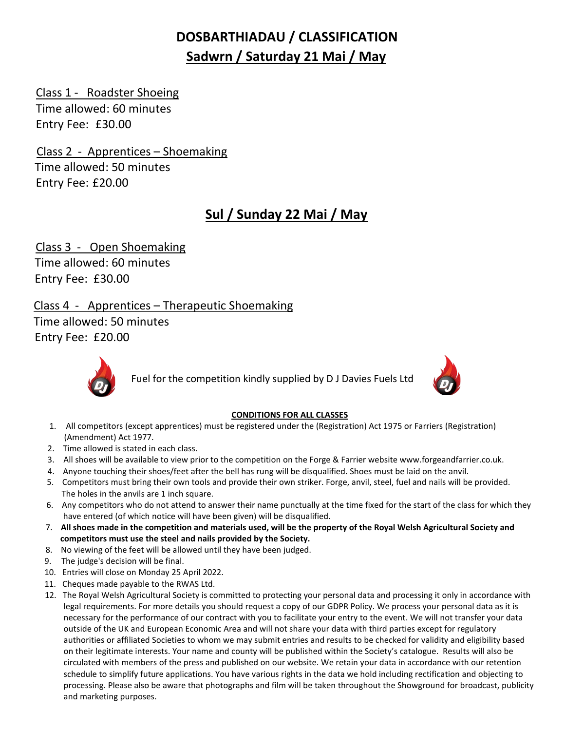# DOSBARTHIADAU / CLASSIFICATION

## Sadwrn / Saturday 21 Mai / May

Class 1 - Roadster Shoeing
Time allowed: 60 minutes
Entry Fee: £30.00

Class 2 - Apprentices – Shoemaking
Time allowed: 50 minutes
Entry Fee: £20.00

## Sul / Sunday 22 Mai / May

Class 3 - Open Shoemaking
Time allowed: 60 minutes
Entry Fee: £30.00

Class 4 - Apprentices – Therapeutic Shoemaking
Time allowed: 50 minutes
Entry Fee: £20.00

Fuel for the competition kindly supplied by D J Davies Fuels Ltd

### CONDITIONS FOR ALL CLASSES

1. All competitors (except apprentices) must be registered under the (Registration) Act 1975 or Farriers (Registration) (Amendment) Act 1977.
2. Time allowed is stated in each class.
3. All shoes will be available to view prior to the competition on the Forge & Farrier website www.forgeandfarrier.co.uk.
4. Anyone touching their shoes/feet after the bell has rung will be disqualified. Shoes must be laid on the anvil.
5. Competitors must bring their own tools and provide their own striker. Forge, anvil, steel, fuel and nails will be provided. The holes in the anvils are 1 inch square.
6. Any competitors who do not attend to answer their name punctually at the time fixed for the start of the class for which they have entered (of which notice will have been given) will be disqualified.
7. **All shoes made in the competition and materials used, will be the property of the Royal Welsh Agricultural Society and competitors must use the steel and nails provided by the Society.**
8. No viewing of the feet will be allowed until they have been judged.
9. The judge's decision will be final.
10. Entries will close on Monday 25 April 2022.
11. Cheques made payable to the RWAS Ltd.
12. The Royal Welsh Agricultural Society is committed to protecting your personal data and processing it only in accordance with legal requirements. For more details you should request a copy of our GDPR Policy. We process your personal data as it is necessary for the performance of our contract with you to facilitate your entry to the event. We will not transfer your data outside of the UK and European Economic Area and will not share your data with third parties except for regulatory authorities or affiliated Societies to whom we may submit entries and results to be checked for validity and eligibility based on their legitimate interests. Your name and county will be published within the Society's catalogue. Results will also be circulated with members of the press and published on our website. We retain your data in accordance with our retention schedule to simplify future applications. You have various rights in the data we hold including rectification and objecting to processing. Please also be aware that photographs and film will be taken throughout the Showground for broadcast, publicity and marketing purposes.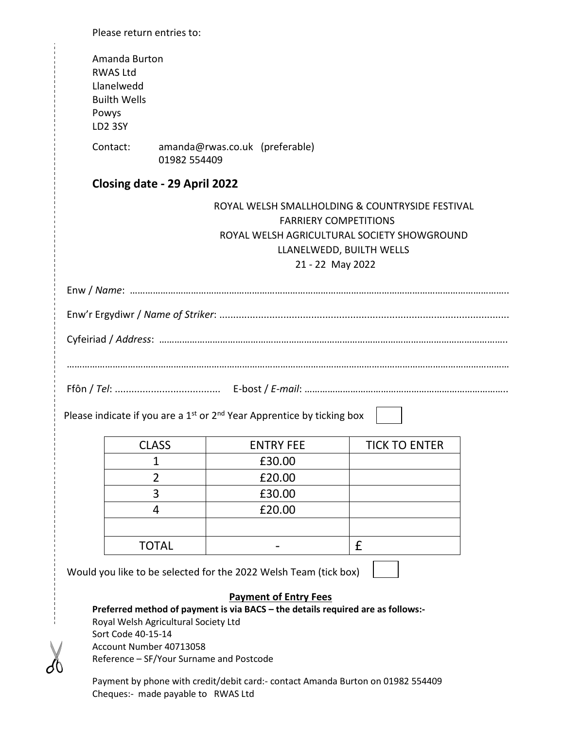Please return entries to:

Amanda Burton
RWAS Ltd
Llanelwedd
Builth Wells
Powys
LD2 3SY

Contact: amanda@rwas.co.uk (preferable)
01982 554409

## Closing date - 29 April 2022

ROYAL WELSH SMALLHOLDING & COUNTRYSIDE FESTIVAL
FARRIERY COMPETITIONS
ROYAL WELSH AGRICULTURAL SOCIETY SHOWGROUND
LLANELWEDD, BUILTH WELLS
21 - 22 May 2022

Enw / *Name*: ……………………………………………………………………………………………………………………………….

Enw'r Ergydiwr / *Name of Striker*: ........................................................................................................

Cyfeiriad / *Address*: ………………………………………………………………………………………………………………….

…………………………………………………………………………………………………………………………………………………

Ffôn / *Tel*: ...................................... E-bost / *E-mail*: …………………………………………………………………….

Please indicate if you are a 1st or 2nd Year Apprentice by ticking box ☐

| CLASS | ENTRY FEE | TICK TO ENTER |
|---|---|---|
| 1 | £30.00 | |
| 2 | £20.00 | |
| 3 | £30.00 | |
| 4 | £20.00 | |
| | | |
| TOTAL | - | £ |

Would you like to be selected for the 2022 Welsh Team (tick box) ☐

**Payment of Entry Fees**

**Preferred method of payment is via BACS – the details required are as follows:-**
Royal Welsh Agricultural Society Ltd
Sort Code 40-15-14
Account Number 40713058
Reference – SF/Your Surname and Postcode

Payment by phone with credit/debit card:- contact Amanda Burton on 01982 554409
Cheques:- made payable to RWAS Ltd